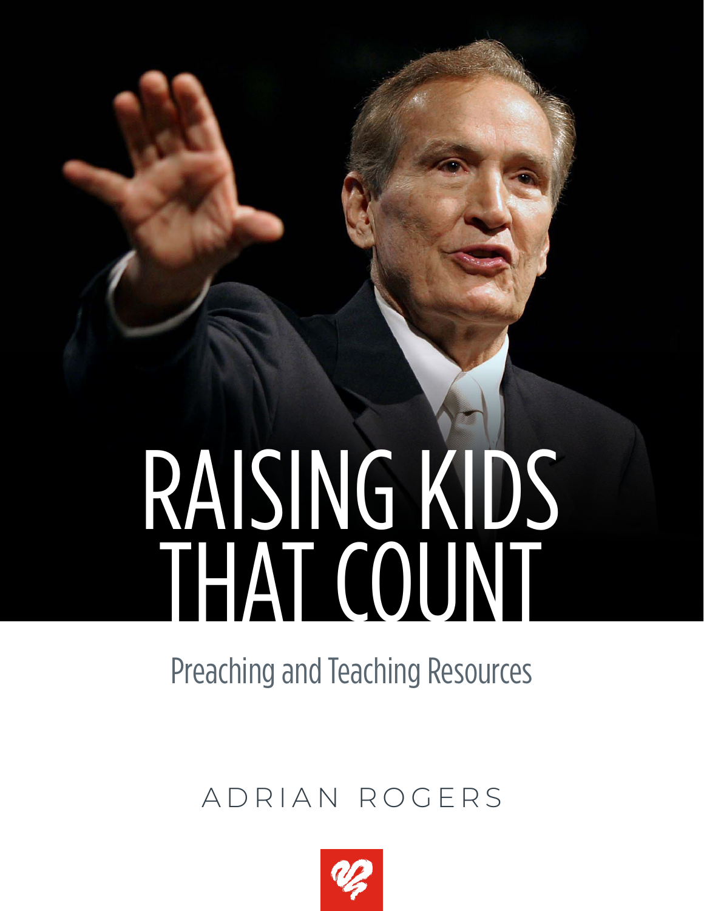# RAISING KIDS THAT COUNT

Preaching and Teaching Resources

ADRIAN ROGERS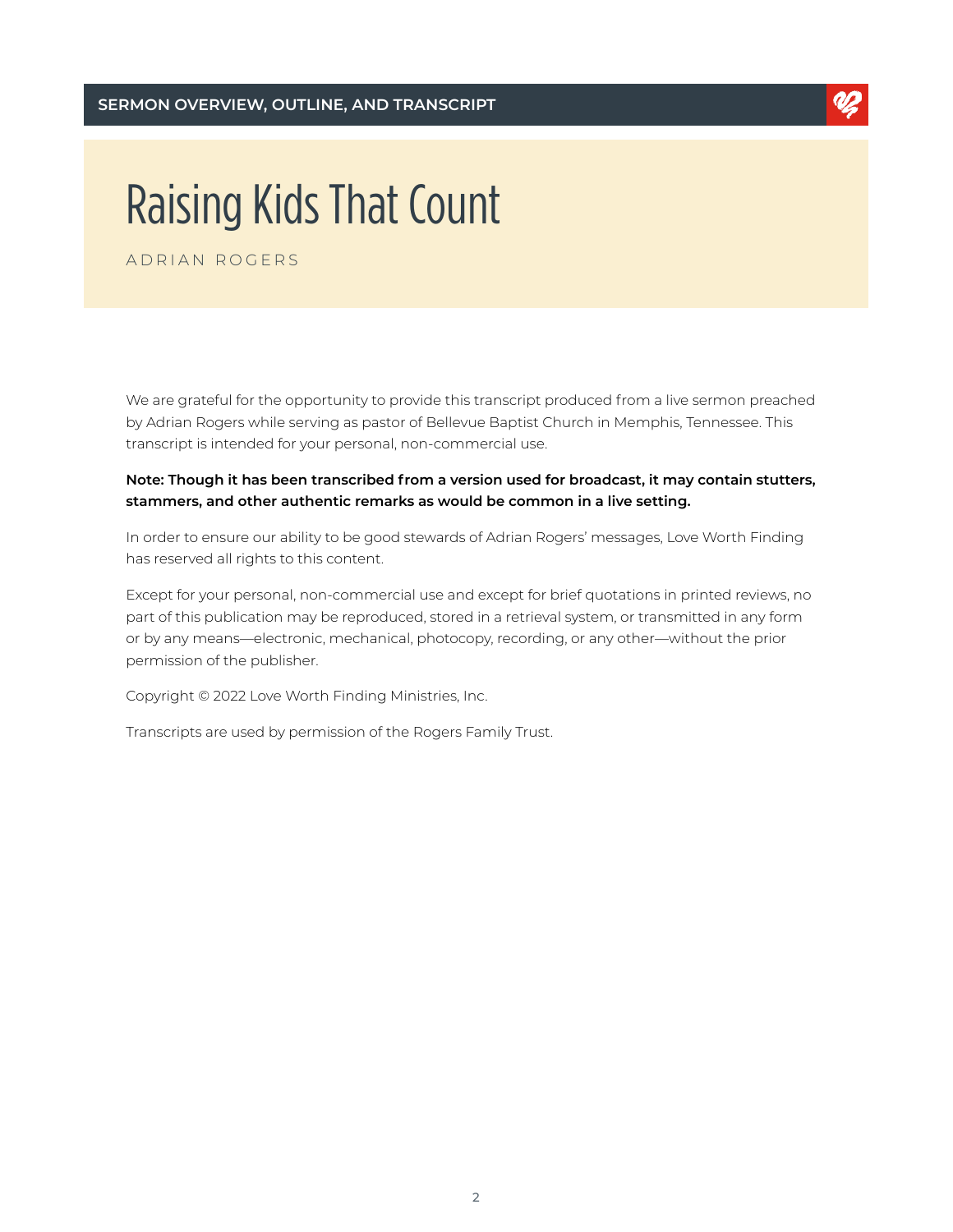SERMON OVERVIEW, OUTLINE, AND TRANSCRIPT

# Raising Kids That Count

ADRIAN ROGERS

We are grateful for the opportunity to provide this transcript produced from a live sermon preached by Adrian Rogers while serving as pastor of Bellevue Baptist Church in Memphis, Tennessee. This transcript is intended for your personal, non-commercial use.

**Note: Though it has been transcribed from a version used for broadcast, it may contain stutters, stammers, and other authentic remarks as would be common in a live setting.**

In order to ensure our ability to be good stewards of Adrian Rogers' messages, Love Worth Finding has reserved all rights to this content.

Except for your personal, non-commercial use and except for brief quotations in printed reviews, no part of this publication may be reproduced, stored in a retrieval system, or transmitted in any form or by any means—electronic, mechanical, photocopy, recording, or any other—without the prior permission of the publisher.

Copyright © 2022 Love Worth Finding Ministries, Inc.

Transcripts are used by permission of the Rogers Family Trust.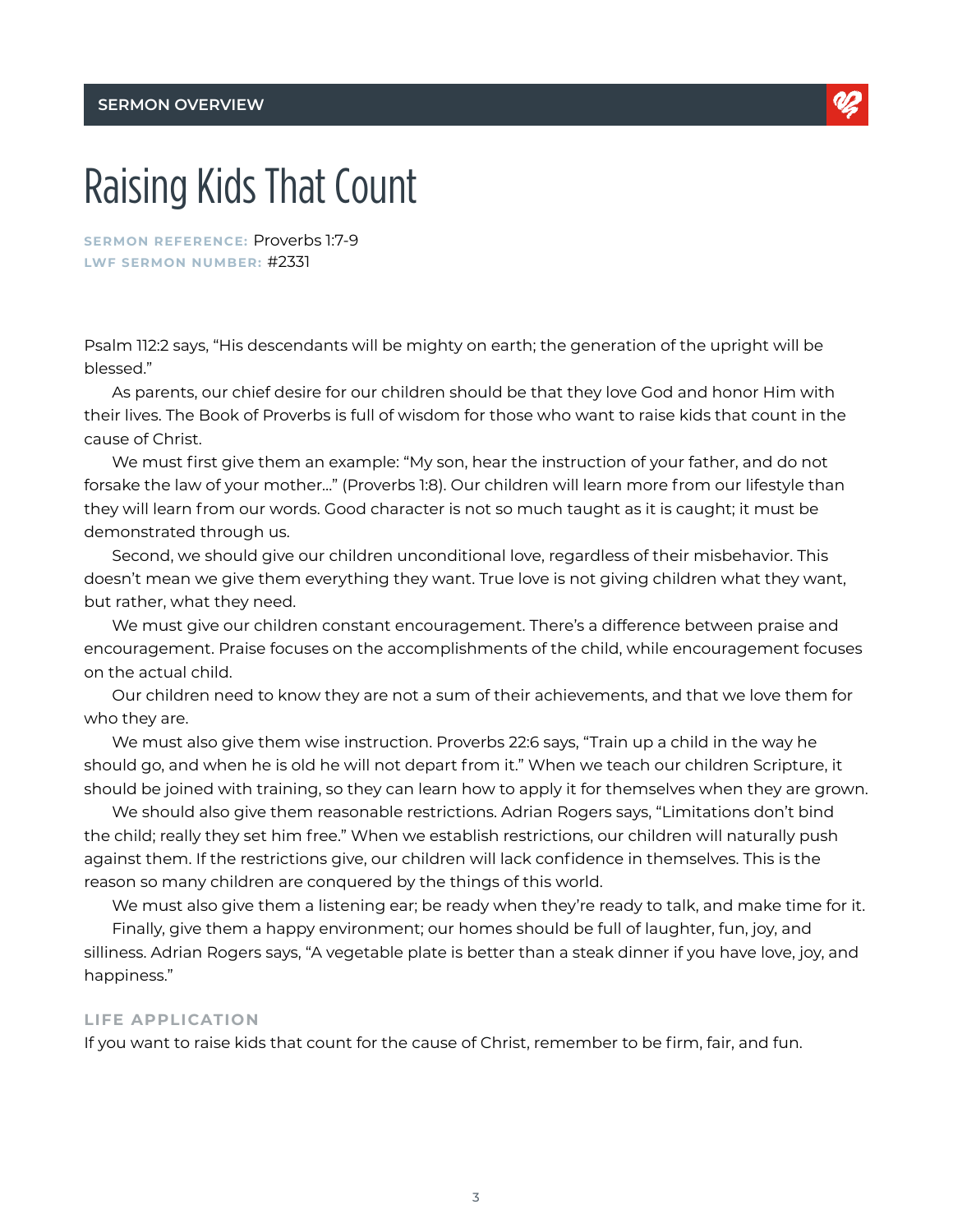SERMON OVERVIEW

# Raising Kids That Count

**SERMON REFERENCE:** Proverbs 1:7-9
**LWF SERMON NUMBER:** #2331

Psalm 112:2 says, "His descendants will be mighty on earth; the generation of the upright will be blessed."

As parents, our chief desire for our children should be that they love God and honor Him with their lives. The Book of Proverbs is full of wisdom for those who want to raise kids that count in the cause of Christ.

We must first give them an example: "My son, hear the instruction of your father, and do not forsake the law of your mother..." (Proverbs 1:8). Our children will learn more from our lifestyle than they will learn from our words. Good character is not so much taught as it is caught; it must be demonstrated through us.

Second, we should give our children unconditional love, regardless of their misbehavior. This doesn't mean we give them everything they want. True love is not giving children what they want, but rather, what they need.

We must give our children constant encouragement. There's a difference between praise and encouragement. Praise focuses on the accomplishments of the child, while encouragement focuses on the actual child.

Our children need to know they are not a sum of their achievements, and that we love them for who they are.

We must also give them wise instruction. Proverbs 22:6 says, "Train up a child in the way he should go, and when he is old he will not depart from it." When we teach our children Scripture, it should be joined with training, so they can learn how to apply it for themselves when they are grown.

We should also give them reasonable restrictions. Adrian Rogers says, "Limitations don't bind the child; really they set him free." When we establish restrictions, our children will naturally push against them. If the restrictions give, our children will lack confidence in themselves. This is the reason so many children are conquered by the things of this world.

We must also give them a listening ear; be ready when they're ready to talk, and make time for it.

Finally, give them a happy environment; our homes should be full of laughter, fun, joy, and silliness. Adrian Rogers says, "A vegetable plate is better than a steak dinner if you have love, joy, and happiness."

### LIFE APPLICATION

If you want to raise kids that count for the cause of Christ, remember to be firm, fair, and fun.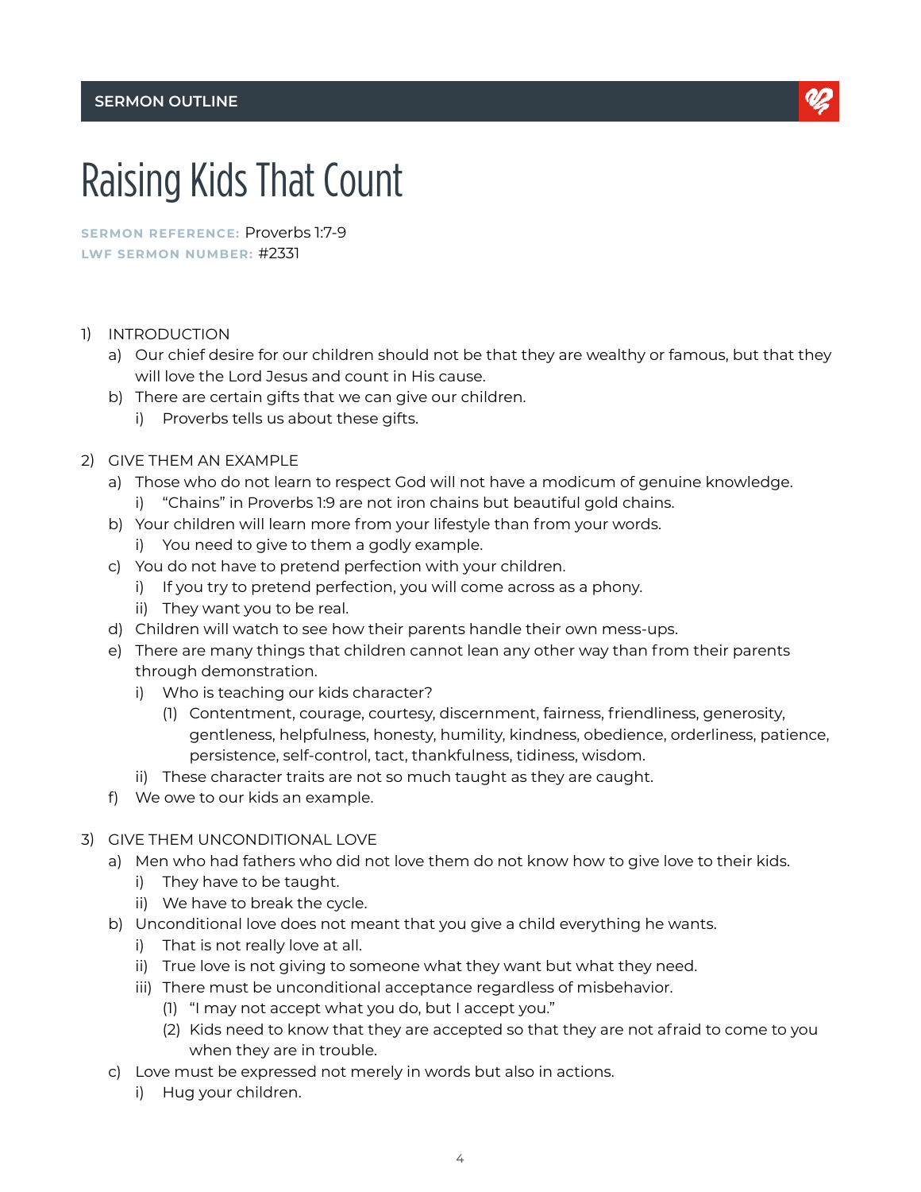SERMON OUTLINE

# Raising Kids That Count

**SERMON REFERENCE:** Proverbs 1:7-9
**LWF SERMON NUMBER:** #2331

1) INTRODUCTION
   a) Our chief desire for our children should not be that they are wealthy or famous, but that they will love the Lord Jesus and count in His cause.
   b) There are certain gifts that we can give our children.
      i) Proverbs tells us about these gifts.

2) GIVE THEM AN EXAMPLE
   a) Those who do not learn to respect God will not have a modicum of genuine knowledge.
      i) “Chains” in Proverbs 1:9 are not iron chains but beautiful gold chains.
   b) Your children will learn more from your lifestyle than from your words.
      i) You need to give to them a godly example.
   c) You do not have to pretend perfection with your children.
      i) If you try to pretend perfection, you will come across as a phony.
      ii) They want you to be real.
   d) Children will watch to see how their parents handle their own mess-ups.
   e) There are many things that children cannot lean any other way than from their parents through demonstration.
      i) Who is teaching our kids character?
         (1) Contentment, courage, courtesy, discernment, fairness, friendliness, generosity, gentleness, helpfulness, honesty, humility, kindness, obedience, orderliness, patience, persistence, self-control, tact, thankfulness, tidiness, wisdom.
      ii) These character traits are not so much taught as they are caught.
   f) We owe to our kids an example.

3) GIVE THEM UNCONDITIONAL LOVE
   a) Men who had fathers who did not love them do not know how to give love to their kids.
      i) They have to be taught.
      ii) We have to break the cycle.
   b) Unconditional love does not meant that you give a child everything he wants.
      i) That is not really love at all.
      ii) True love is not giving to someone what they want but what they need.
      iii) There must be unconditional acceptance regardless of misbehavior.
         (1) “I may not accept what you do, but I accept you.”
         (2) Kids need to know that they are accepted so that they are not afraid to come to you when they are in trouble.
   c) Love must be expressed not merely in words but also in actions.
      i) Hug your children.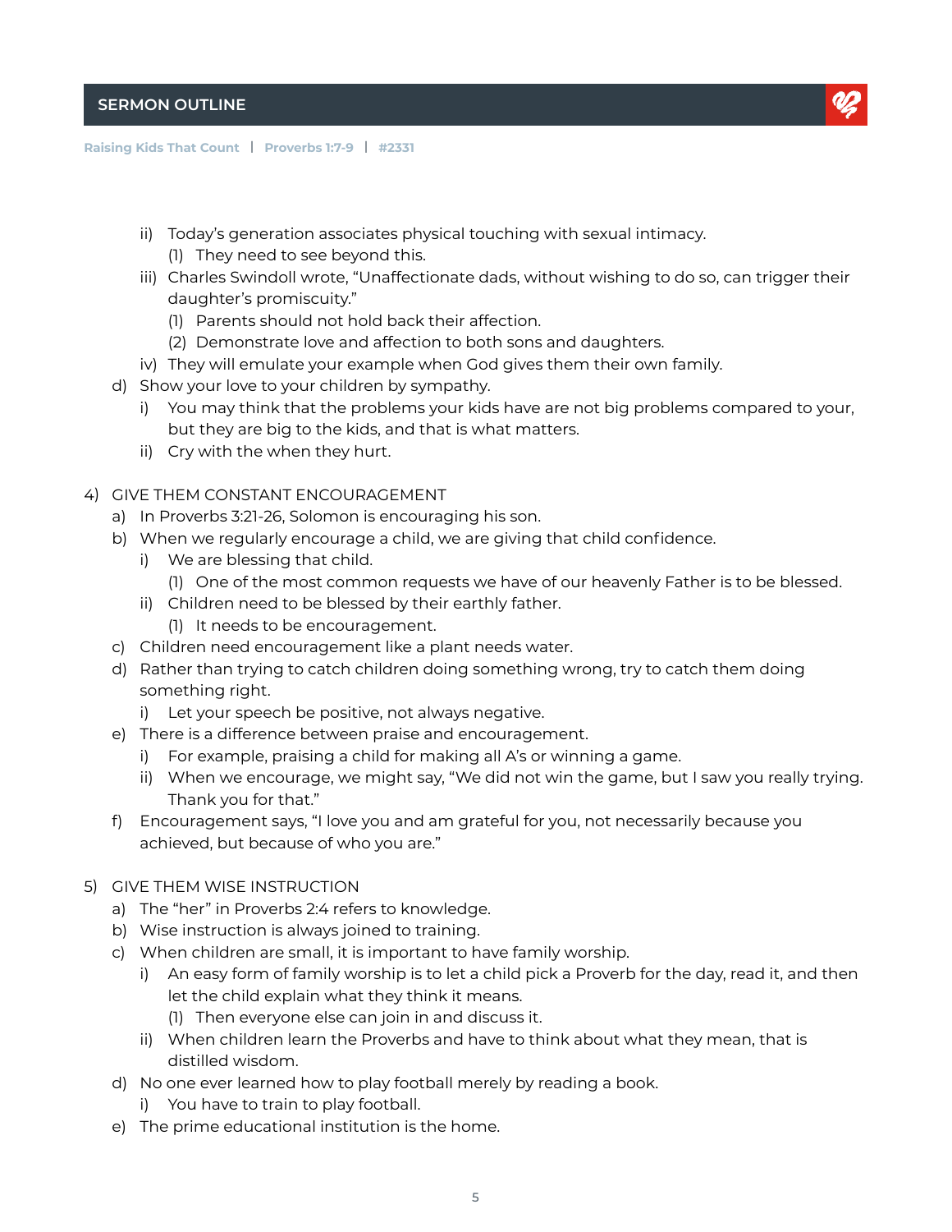- ii) Today's generation associates physical touching with sexual intimacy.
  - (1) They need to see beyond this.
- iii) Charles Swindoll wrote, "Unaffectionate dads, without wishing to do so, can trigger their daughter's promiscuity."
  - (1) Parents should not hold back their affection.
  - (2) Demonstrate love and affection to both sons and daughters.
- iv) They will emulate your example when God gives them their own family.

d) Show your love to your children by sympathy.
- i) You may think that the problems your kids have are not big problems compared to your, but they are big to the kids, and that is what matters.
- ii) Cry with the when they hurt.

4) GIVE THEM CONSTANT ENCOURAGEMENT

a) In Proverbs 3:21-26, Solomon is encouraging his son.

b) When we regularly encourage a child, we are giving that child confidence.
- i) We are blessing that child.
  - (1) One of the most common requests we have of our heavenly Father is to be blessed.
- ii) Children need to be blessed by their earthly father.
  - (1) It needs to be encouragement.

c) Children need encouragement like a plant needs water.

d) Rather than trying to catch children doing something wrong, try to catch them doing something right.
- i) Let your speech be positive, not always negative.

e) There is a difference between praise and encouragement.
- i) For example, praising a child for making all A's or winning a game.
- ii) When we encourage, we might say, "We did not win the game, but I saw you really trying. Thank you for that."

f) Encouragement says, "I love you and am grateful for you, not necessarily because you achieved, but because of who you are."

5) GIVE THEM WISE INSTRUCTION

a) The "her" in Proverbs 2:4 refers to knowledge.

b) Wise instruction is always joined to training.

c) When children are small, it is important to have family worship.
- i) An easy form of family worship is to let a child pick a Proverb for the day, read it, and then let the child explain what they think it means.
  - (1) Then everyone else can join in and discuss it.
- ii) When children learn the Proverbs and have to think about what they mean, that is distilled wisdom.

d) No one ever learned how to play football merely by reading a book.
- i) You have to train to play football.

e) The prime educational institution is the home.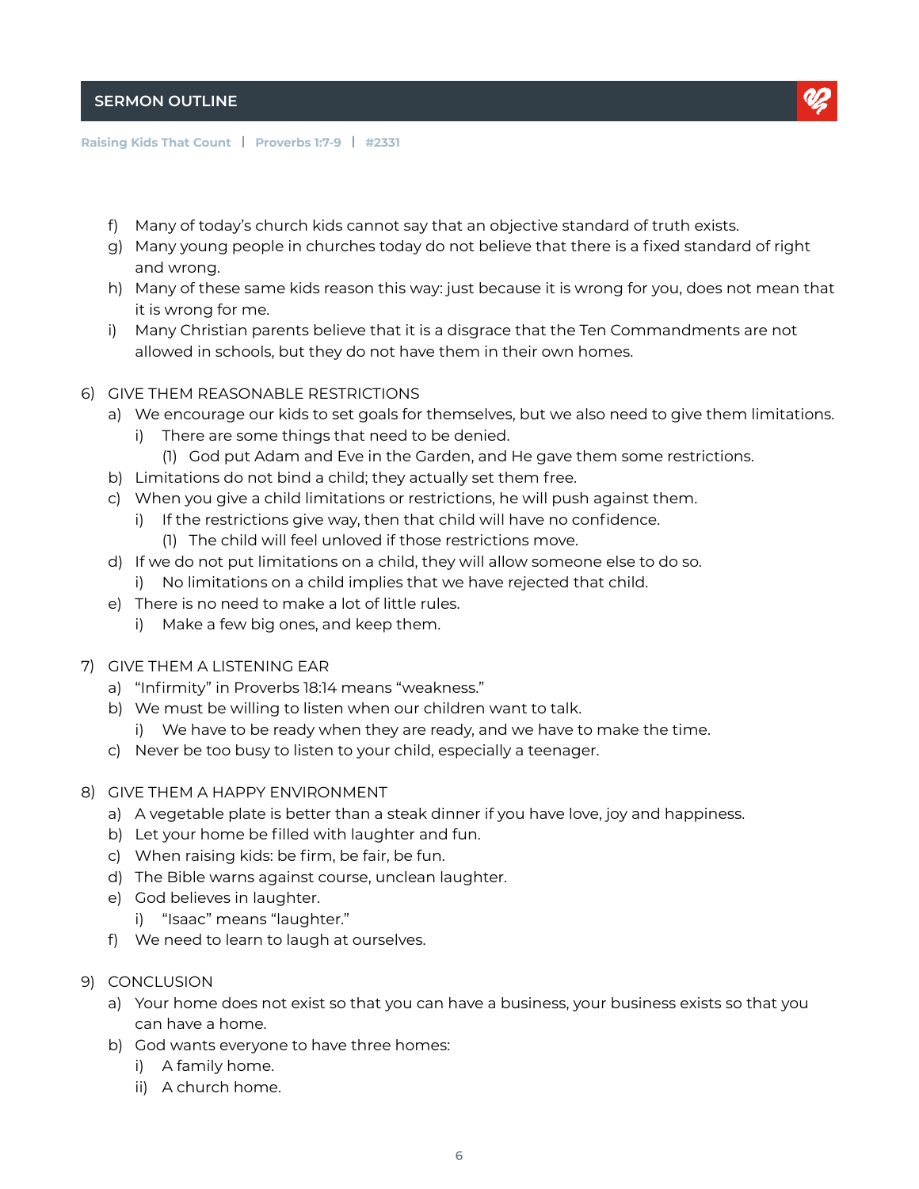f) Many of today's church kids cannot say that an objective standard of truth exists.
g) Many young people in churches today do not believe that there is a fixed standard of right and wrong.
h) Many of these same kids reason this way: just because it is wrong for you, does not mean that it is wrong for me.
i) Many Christian parents believe that it is a disgrace that the Ten Commandments are not allowed in schools, but they do not have them in their own homes.

6) GIVE THEM REASONABLE RESTRICTIONS
   a) We encourage our kids to set goals for themselves, but we also need to give them limitations.
      i) There are some things that need to be denied.
         (1) God put Adam and Eve in the Garden, and He gave them some restrictions.
   b) Limitations do not bind a child; they actually set them free.
   c) When you give a child limitations or restrictions, he will push against them.
      i) If the restrictions give way, then that child will have no confidence.
         (1) The child will feel unloved if those restrictions move.
   d) If we do not put limitations on a child, they will allow someone else to do so.
      i) No limitations on a child implies that we have rejected that child.
   e) There is no need to make a lot of little rules.
      i) Make a few big ones, and keep them.

7) GIVE THEM A LISTENING EAR
   a) "Infirmity" in Proverbs 18:14 means "weakness."
   b) We must be willing to listen when our children want to talk.
      i) We have to be ready when they are ready, and we have to make the time.
   c) Never be too busy to listen to your child, especially a teenager.

8) GIVE THEM A HAPPY ENVIRONMENT
   a) A vegetable plate is better than a steak dinner if you have love, joy and happiness.
   b) Let your home be filled with laughter and fun.
   c) When raising kids: be firm, be fair, be fun.
   d) The Bible warns against course, unclean laughter.
   e) God believes in laughter.
      i) "Isaac" means "laughter."
   f) We need to learn to laugh at ourselves.

9) CONCLUSION
   a) Your home does not exist so that you can have a business, your business exists so that you can have a home.
   b) God wants everyone to have three homes:
      i) A family home.
      ii) A church home.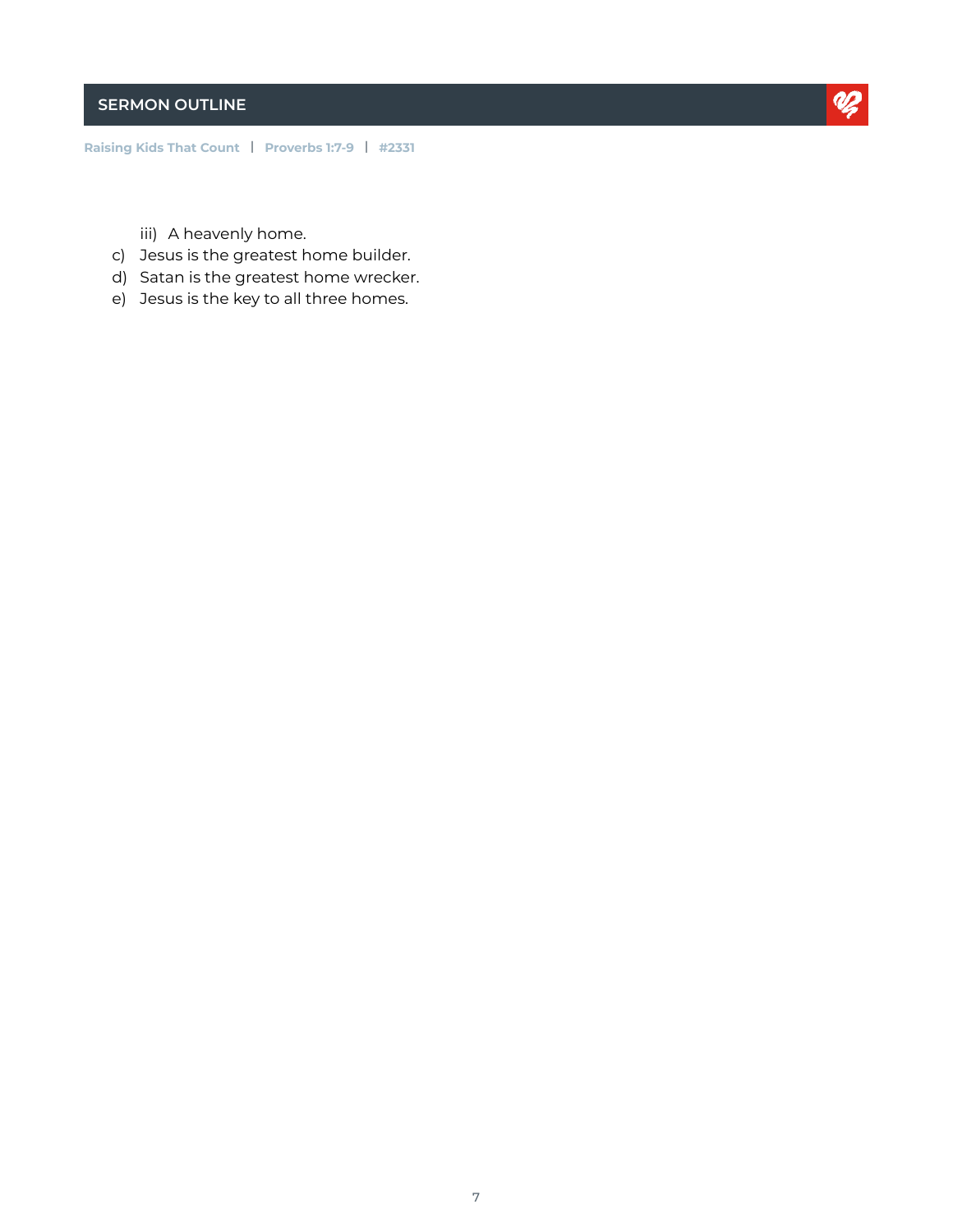iii) A heavenly home.

c) Jesus is the greatest home builder.

d) Satan is the greatest home wrecker.

e) Jesus is the key to all three homes.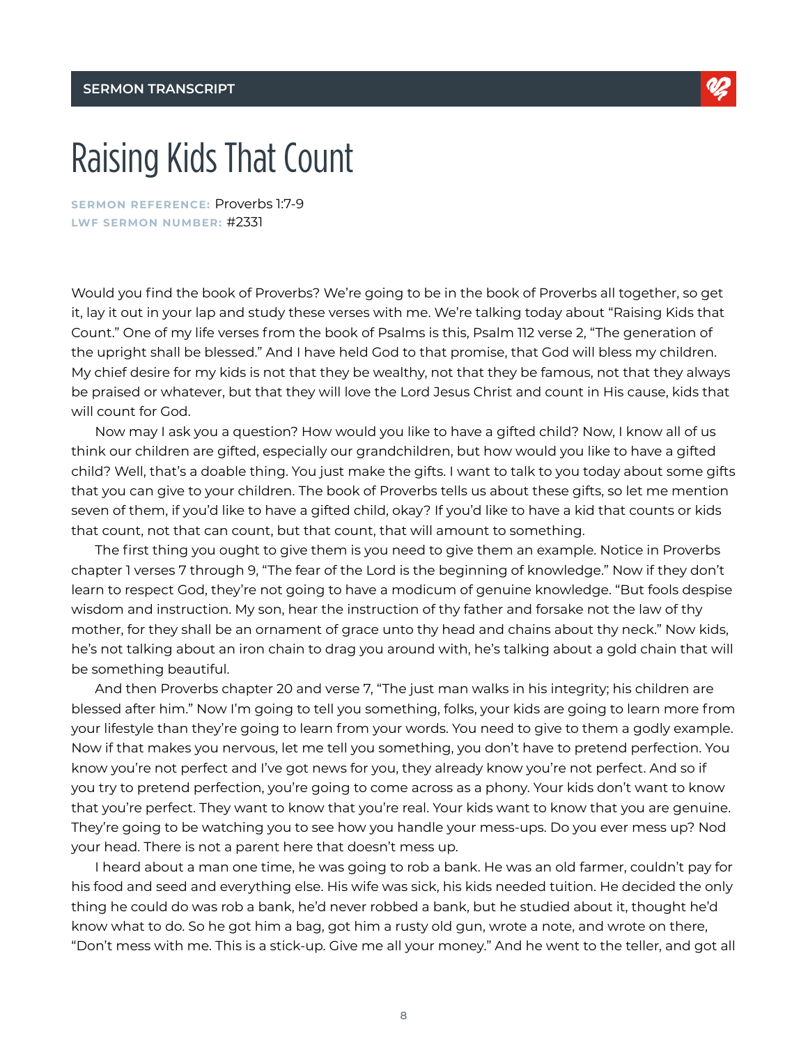**SERMON TRANSCRIPT**

# Raising Kids That Count

**SERMON REFERENCE:** Proverbs 1:7-9
**LWF SERMON NUMBER:** #2331

Would you find the book of Proverbs? We're going to be in the book of Proverbs all together, so get it, lay it out in your lap and study these verses with me. We're talking today about "Raising Kids that Count." One of my life verses from the book of Psalms is this, Psalm 112 verse 2, "The generation of the upright shall be blessed." And I have held God to that promise, that God will bless my children. My chief desire for my kids is not that they be wealthy, not that they be famous, not that they always be praised or whatever, but that they will love the Lord Jesus Christ and count in His cause, kids that will count for God.

Now may I ask you a question? How would you like to have a gifted child? Now, I know all of us think our children are gifted, especially our grandchildren, but how would you like to have a gifted child? Well, that's a doable thing. You just make the gifts. I want to talk to you today about some gifts that you can give to your children. The book of Proverbs tells us about these gifts, so let me mention seven of them, if you'd like to have a gifted child, okay? If you'd like to have a kid that counts or kids that count, not that can count, but that count, that will amount to something.

The first thing you ought to give them is you need to give them an example. Notice in Proverbs chapter 1 verses 7 through 9, "The fear of the Lord is the beginning of knowledge." Now if they don't learn to respect God, they're not going to have a modicum of genuine knowledge. "But fools despise wisdom and instruction. My son, hear the instruction of thy father and forsake not the law of thy mother, for they shall be an ornament of grace unto thy head and chains about thy neck." Now kids, he's not talking about an iron chain to drag you around with, he's talking about a gold chain that will be something beautiful.

And then Proverbs chapter 20 and verse 7, "The just man walks in his integrity; his children are blessed after him." Now I'm going to tell you something, folks, your kids are going to learn more from your lifestyle than they're going to learn from your words. You need to give to them a godly example. Now if that makes you nervous, let me tell you something, you don't have to pretend perfection. You know you're not perfect and I've got news for you, they already know you're not perfect. And so if you try to pretend perfection, you're going to come across as a phony. Your kids don't want to know that you're perfect. They want to know that you're real. Your kids want to know that you are genuine. They're going to be watching you to see how you handle your mess-ups. Do you ever mess up? Nod your head. There is not a parent here that doesn't mess up.

I heard about a man one time, he was going to rob a bank. He was an old farmer, couldn't pay for his food and seed and everything else. His wife was sick, his kids needed tuition. He decided the only thing he could do was rob a bank, he'd never robbed a bank, but he studied about it, thought he'd know what to do. So he got him a bag, got him a rusty old gun, wrote a note, and wrote on there, "Don't mess with me. This is a stick-up. Give me all your money." And he went to the teller, and got all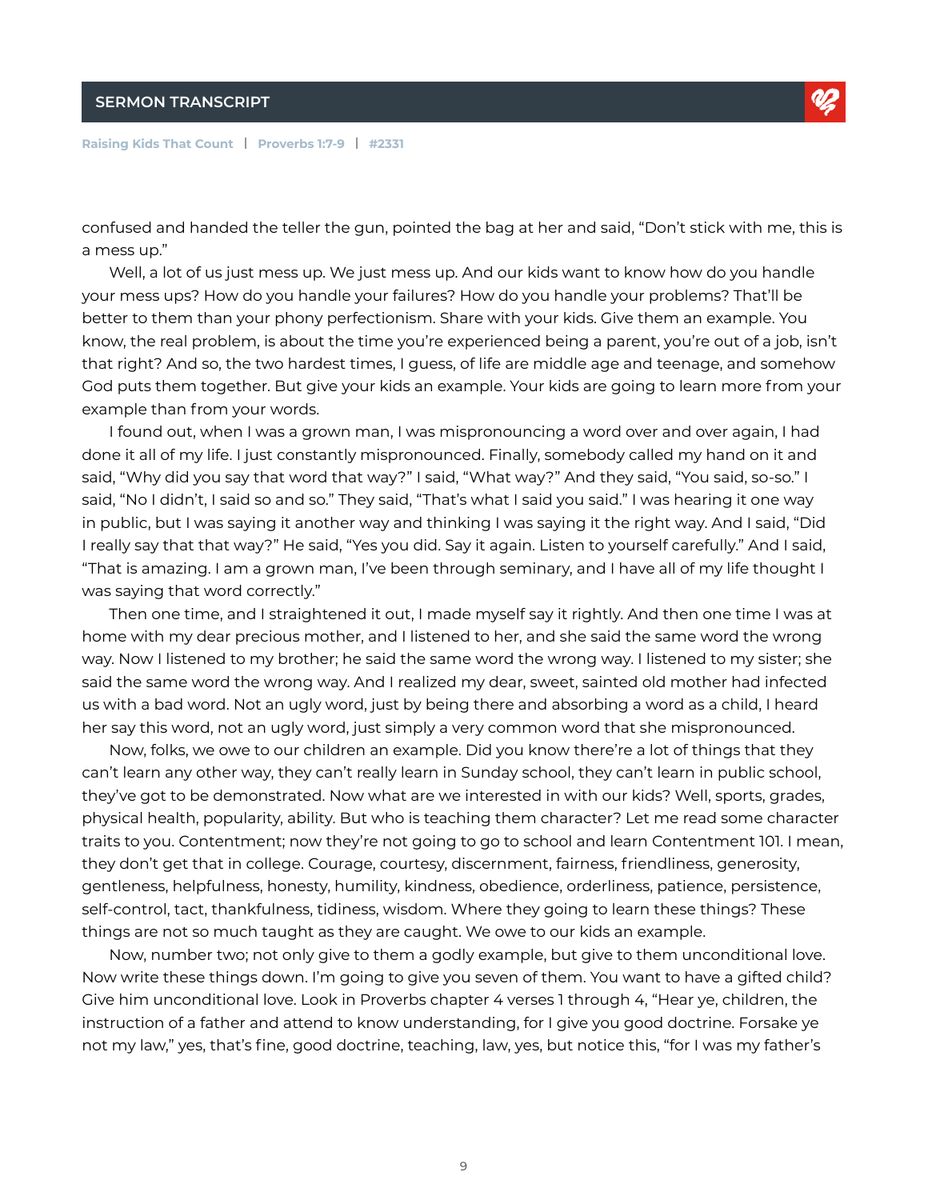confused and handed the teller the gun, pointed the bag at her and said, "Don't stick with me, this is a mess up."

Well, a lot of us just mess up. We just mess up. And our kids want to know how do you handle your mess ups? How do you handle your failures? How do you handle your problems? That'll be better to them than your phony perfectionism. Share with your kids. Give them an example. You know, the real problem, is about the time you're experienced being a parent, you're out of a job, isn't that right? And so, the two hardest times, I guess, of life are middle age and teenage, and somehow God puts them together. But give your kids an example. Your kids are going to learn more from your example than from your words.

I found out, when I was a grown man, I was mispronouncing a word over and over again, I had done it all of my life. I just constantly mispronounced. Finally, somebody called my hand on it and said, "Why did you say that word that way?" I said, "What way?" And they said, "You said, so-so." I said, "No I didn't, I said so and so." They said, "That's what I said you said." I was hearing it one way in public, but I was saying it another way and thinking I was saying it the right way. And I said, "Did I really say that that way?" He said, "Yes you did. Say it again. Listen to yourself carefully." And I said, "That is amazing. I am a grown man, I've been through seminary, and I have all of my life thought I was saying that word correctly."

Then one time, and I straightened it out, I made myself say it rightly. And then one time I was at home with my dear precious mother, and I listened to her, and she said the same word the wrong way. Now I listened to my brother; he said the same word the wrong way. I listened to my sister; she said the same word the wrong way. And I realized my dear, sweet, sainted old mother had infected us with a bad word. Not an ugly word, just by being there and absorbing a word as a child, I heard her say this word, not an ugly word, just simply a very common word that she mispronounced.

Now, folks, we owe to our children an example. Did you know there're a lot of things that they can't learn any other way, they can't really learn in Sunday school, they can't learn in public school, they've got to be demonstrated. Now what are we interested in with our kids? Well, sports, grades, physical health, popularity, ability. But who is teaching them character? Let me read some character traits to you. Contentment; now they're not going to go to school and learn Contentment 101. I mean, they don't get that in college. Courage, courtesy, discernment, fairness, friendliness, generosity, gentleness, helpfulness, honesty, humility, kindness, obedience, orderliness, patience, persistence, self-control, tact, thankfulness, tidiness, wisdom. Where they going to learn these things? These things are not so much taught as they are caught. We owe to our kids an example.

Now, number two; not only give to them a godly example, but give to them unconditional love. Now write these things down. I'm going to give you seven of them. You want to have a gifted child? Give him unconditional love. Look in Proverbs chapter 4 verses 1 through 4, "Hear ye, children, the instruction of a father and attend to know understanding, for I give you good doctrine. Forsake ye not my law," yes, that's fine, good doctrine, teaching, law, yes, but notice this, "for I was my father's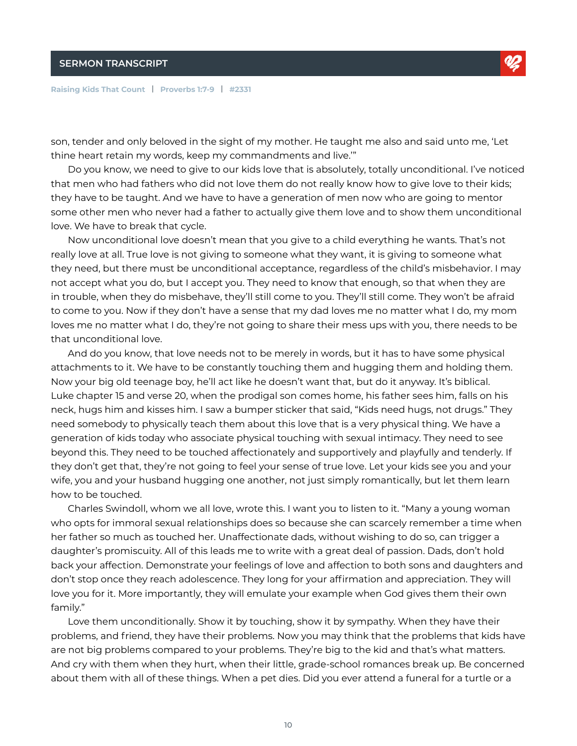son, tender and only beloved in the sight of my mother. He taught me also and said unto me, 'Let thine heart retain my words, keep my commandments and live.'"

Do you know, we need to give to our kids love that is absolutely, totally unconditional. I've noticed that men who had fathers who did not love them do not really know how to give love to their kids; they have to be taught. And we have to have a generation of men now who are going to mentor some other men who never had a father to actually give them love and to show them unconditional love. We have to break that cycle.

Now unconditional love doesn't mean that you give to a child everything he wants. That's not really love at all. True love is not giving to someone what they want, it is giving to someone what they need, but there must be unconditional acceptance, regardless of the child's misbehavior. I may not accept what you do, but I accept you. They need to know that enough, so that when they are in trouble, when they do misbehave, they'll still come to you. They'll still come. They won't be afraid to come to you. Now if they don't have a sense that my dad loves me no matter what I do, my mom loves me no matter what I do, they're not going to share their mess ups with you, there needs to be that unconditional love.

And do you know, that love needs not to be merely in words, but it has to have some physical attachments to it. We have to be constantly touching them and hugging them and holding them. Now your big old teenage boy, he'll act like he doesn't want that, but do it anyway. It's biblical. Luke chapter 15 and verse 20, when the prodigal son comes home, his father sees him, falls on his neck, hugs him and kisses him. I saw a bumper sticker that said, "Kids need hugs, not drugs." They need somebody to physically teach them about this love that is a very physical thing. We have a generation of kids today who associate physical touching with sexual intimacy. They need to see beyond this. They need to be touched affectionately and supportively and playfully and tenderly. If they don't get that, they're not going to feel your sense of true love. Let your kids see you and your wife, you and your husband hugging one another, not just simply romantically, but let them learn how to be touched.

Charles Swindoll, whom we all love, wrote this. I want you to listen to it. "Many a young woman who opts for immoral sexual relationships does so because she can scarcely remember a time when her father so much as touched her. Unaffectionate dads, without wishing to do so, can trigger a daughter's promiscuity. All of this leads me to write with a great deal of passion. Dads, don't hold back your affection. Demonstrate your feelings of love and affection to both sons and daughters and don't stop once they reach adolescence. They long for your affirmation and appreciation. They will love you for it. More importantly, they will emulate your example when God gives them their own family."

Love them unconditionally. Show it by touching, show it by sympathy. When they have their problems, and friend, they have their problems. Now you may think that the problems that kids have are not big problems compared to your problems. They're big to the kid and that's what matters. And cry with them when they hurt, when their little, grade-school romances break up. Be concerned about them with all of these things. When a pet dies. Did you ever attend a funeral for a turtle or a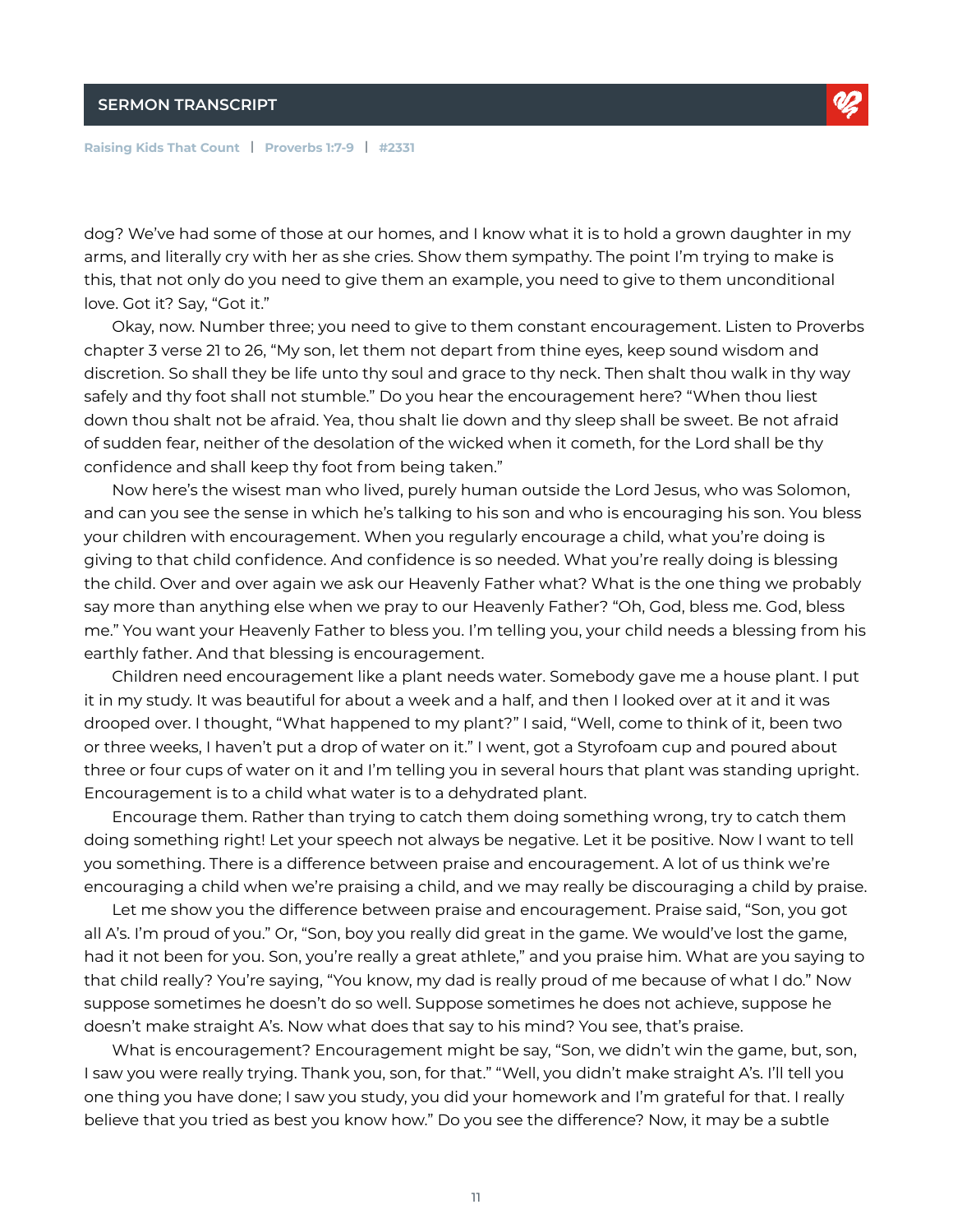dog? We've had some of those at our homes, and I know what it is to hold a grown daughter in my arms, and literally cry with her as she cries. Show them sympathy. The point I'm trying to make is this, that not only do you need to give them an example, you need to give to them unconditional love. Got it? Say, "Got it."

Okay, now. Number three; you need to give to them constant encouragement. Listen to Proverbs chapter 3 verse 21 to 26, "My son, let them not depart from thine eyes, keep sound wisdom and discretion. So shall they be life unto thy soul and grace to thy neck. Then shalt thou walk in thy way safely and thy foot shall not stumble." Do you hear the encouragement here? "When thou liest down thou shalt not be afraid. Yea, thou shalt lie down and thy sleep shall be sweet. Be not afraid of sudden fear, neither of the desolation of the wicked when it cometh, for the Lord shall be thy confidence and shall keep thy foot from being taken."

Now here's the wisest man who lived, purely human outside the Lord Jesus, who was Solomon, and can you see the sense in which he's talking to his son and who is encouraging his son. You bless your children with encouragement. When you regularly encourage a child, what you're doing is giving to that child confidence. And confidence is so needed. What you're really doing is blessing the child. Over and over again we ask our Heavenly Father what? What is the one thing we probably say more than anything else when we pray to our Heavenly Father? "Oh, God, bless me. God, bless me." You want your Heavenly Father to bless you. I'm telling you, your child needs a blessing from his earthly father. And that blessing is encouragement.

Children need encouragement like a plant needs water. Somebody gave me a house plant. I put it in my study. It was beautiful for about a week and a half, and then I looked over at it and it was drooped over. I thought, "What happened to my plant?" I said, "Well, come to think of it, been two or three weeks, I haven't put a drop of water on it." I went, got a Styrofoam cup and poured about three or four cups of water on it and I'm telling you in several hours that plant was standing upright. Encouragement is to a child what water is to a dehydrated plant.

Encourage them. Rather than trying to catch them doing something wrong, try to catch them doing something right! Let your speech not always be negative. Let it be positive. Now I want to tell you something. There is a difference between praise and encouragement. A lot of us think we're encouraging a child when we're praising a child, and we may really be discouraging a child by praise.

Let me show you the difference between praise and encouragement. Praise said, "Son, you got all A's. I'm proud of you." Or, "Son, boy you really did great in the game. We would've lost the game, had it not been for you. Son, you're really a great athlete," and you praise him. What are you saying to that child really? You're saying, "You know, my dad is really proud of me because of what I do." Now suppose sometimes he doesn't do so well. Suppose sometimes he does not achieve, suppose he doesn't make straight A's. Now what does that say to his mind? You see, that's praise.

What is encouragement? Encouragement might be say, "Son, we didn't win the game, but, son, I saw you were really trying. Thank you, son, for that." "Well, you didn't make straight A's. I'll tell you one thing you have done; I saw you study, you did your homework and I'm grateful for that. I really believe that you tried as best you know how." Do you see the difference? Now, it may be a subtle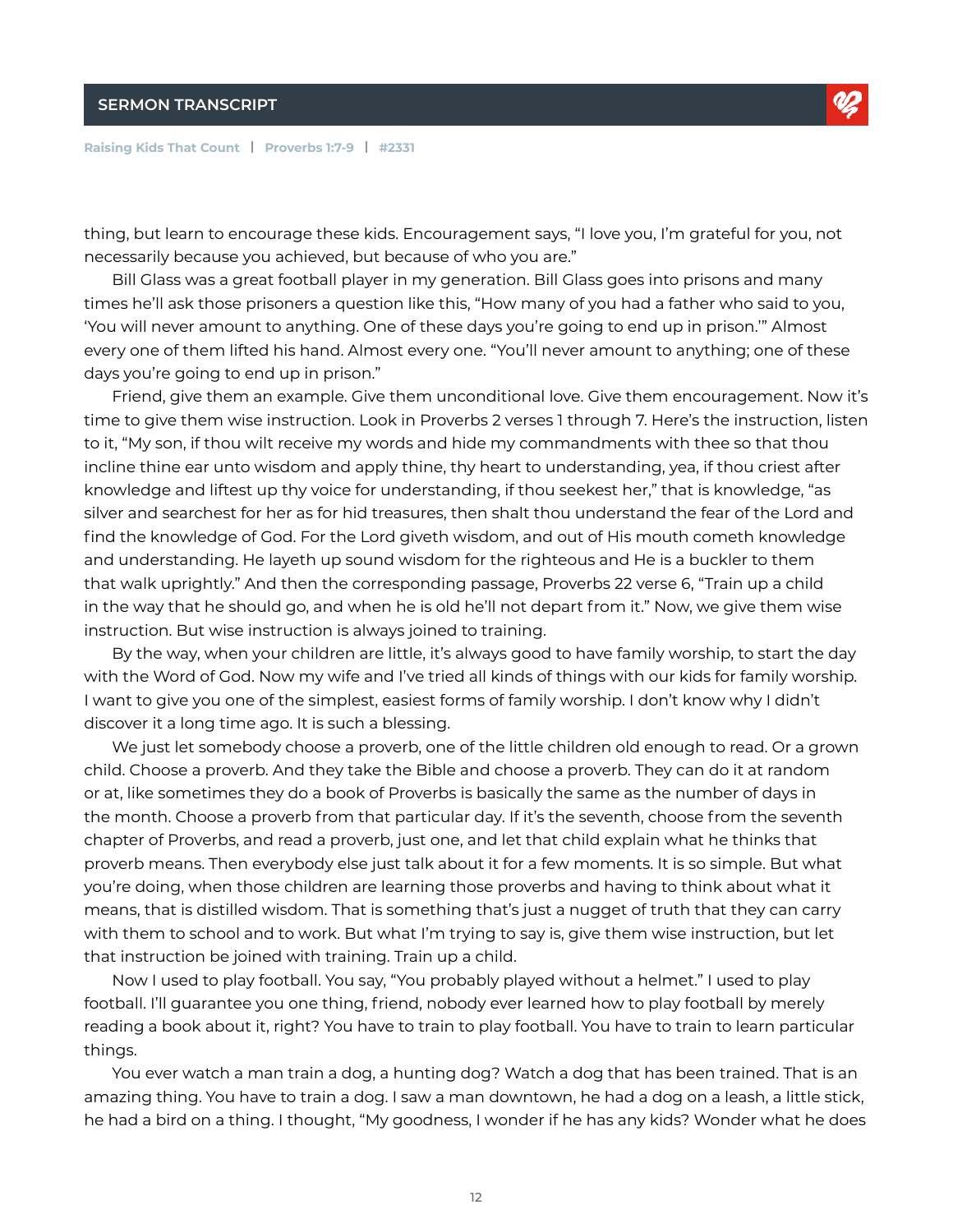thing, but learn to encourage these kids. Encouragement says, "I love you, I'm grateful for you, not necessarily because you achieved, but because of who you are."

Bill Glass was a great football player in my generation. Bill Glass goes into prisons and many times he'll ask those prisoners a question like this, "How many of you had a father who said to you, 'You will never amount to anything. One of these days you're going to end up in prison.'" Almost every one of them lifted his hand. Almost every one. "You'll never amount to anything; one of these days you're going to end up in prison."

Friend, give them an example. Give them unconditional love. Give them encouragement. Now it's time to give them wise instruction. Look in Proverbs 2 verses 1 through 7. Here's the instruction, listen to it, "My son, if thou wilt receive my words and hide my commandments with thee so that thou incline thine ear unto wisdom and apply thine, thy heart to understanding, yea, if thou criest after knowledge and liftest up thy voice for understanding, if thou seekest her," that is knowledge, "as silver and searchest for her as for hid treasures, then shalt thou understand the fear of the Lord and find the knowledge of God. For the Lord giveth wisdom, and out of His mouth cometh knowledge and understanding. He layeth up sound wisdom for the righteous and He is a buckler to them that walk uprightly." And then the corresponding passage, Proverbs 22 verse 6, "Train up a child in the way that he should go, and when he is old he'll not depart from it." Now, we give them wise instruction. But wise instruction is always joined to training.

By the way, when your children are little, it's always good to have family worship, to start the day with the Word of God. Now my wife and I've tried all kinds of things with our kids for family worship. I want to give you one of the simplest, easiest forms of family worship. I don't know why I didn't discover it a long time ago. It is such a blessing.

We just let somebody choose a proverb, one of the little children old enough to read. Or a grown child. Choose a proverb. And they take the Bible and choose a proverb. They can do it at random or at, like sometimes they do a book of Proverbs is basically the same as the number of days in the month. Choose a proverb from that particular day. If it's the seventh, choose from the seventh chapter of Proverbs, and read a proverb, just one, and let that child explain what he thinks that proverb means. Then everybody else just talk about it for a few moments. It is so simple. But what you're doing, when those children are learning those proverbs and having to think about what it means, that is distilled wisdom. That is something that's just a nugget of truth that they can carry with them to school and to work. But what I'm trying to say is, give them wise instruction, but let that instruction be joined with training. Train up a child.

Now I used to play football. You say, "You probably played without a helmet." I used to play football. I'll guarantee you one thing, friend, nobody ever learned how to play football by merely reading a book about it, right? You have to train to play football. You have to train to learn particular things.

You ever watch a man train a dog, a hunting dog? Watch a dog that has been trained. That is an amazing thing. You have to train a dog. I saw a man downtown, he had a dog on a leash, a little stick, he had a bird on a thing. I thought, "My goodness, I wonder if he has any kids? Wonder what he does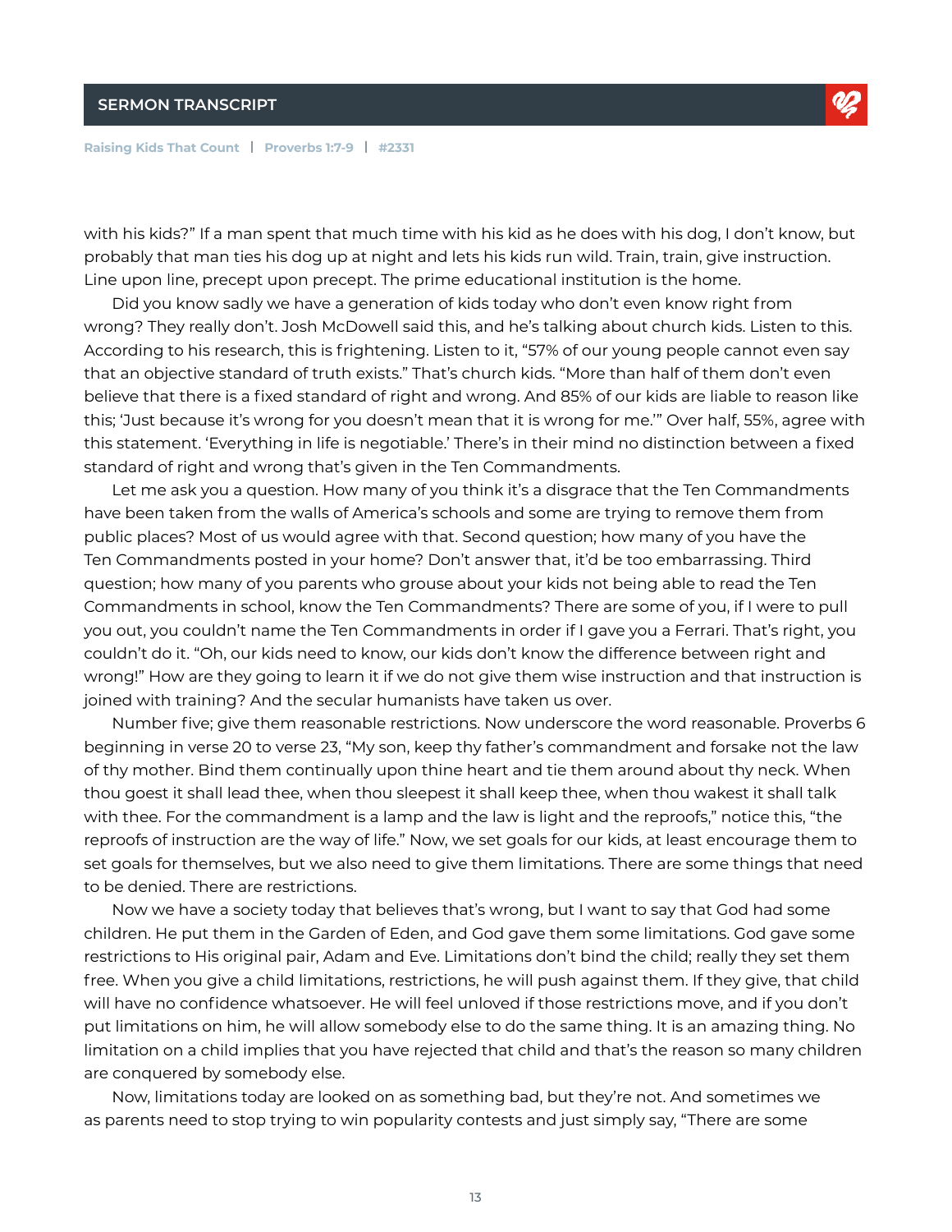with his kids?" If a man spent that much time with his kid as he does with his dog, I don't know, but probably that man ties his dog up at night and lets his kids run wild. Train, train, give instruction. Line upon line, precept upon precept. The prime educational institution is the home.

Did you know sadly we have a generation of kids today who don't even know right from wrong? They really don't. Josh McDowell said this, and he's talking about church kids. Listen to this. According to his research, this is frightening. Listen to it, "57% of our young people cannot even say that an objective standard of truth exists." That's church kids. "More than half of them don't even believe that there is a fixed standard of right and wrong. And 85% of our kids are liable to reason like this; 'Just because it's wrong for you doesn't mean that it is wrong for me.'" Over half, 55%, agree with this statement. 'Everything in life is negotiable.' There's in their mind no distinction between a fixed standard of right and wrong that's given in the Ten Commandments.

Let me ask you a question. How many of you think it's a disgrace that the Ten Commandments have been taken from the walls of America's schools and some are trying to remove them from public places? Most of us would agree with that. Second question; how many of you have the Ten Commandments posted in your home? Don't answer that, it'd be too embarrassing. Third question; how many of you parents who grouse about your kids not being able to read the Ten Commandments in school, know the Ten Commandments? There are some of you, if I were to pull you out, you couldn't name the Ten Commandments in order if I gave you a Ferrari. That's right, you couldn't do it. "Oh, our kids need to know, our kids don't know the difference between right and wrong!" How are they going to learn it if we do not give them wise instruction and that instruction is joined with training? And the secular humanists have taken us over.

Number five; give them reasonable restrictions. Now underscore the word reasonable. Proverbs 6 beginning in verse 20 to verse 23, "My son, keep thy father's commandment and forsake not the law of thy mother. Bind them continually upon thine heart and tie them around about thy neck. When thou goest it shall lead thee, when thou sleepest it shall keep thee, when thou wakest it shall talk with thee. For the commandment is a lamp and the law is light and the reproofs," notice this, "the reproofs of instruction are the way of life." Now, we set goals for our kids, at least encourage them to set goals for themselves, but we also need to give them limitations. There are some things that need to be denied. There are restrictions.

Now we have a society today that believes that's wrong, but I want to say that God had some children. He put them in the Garden of Eden, and God gave them some limitations. God gave some restrictions to His original pair, Adam and Eve. Limitations don't bind the child; really they set them free. When you give a child limitations, restrictions, he will push against them. If they give, that child will have no confidence whatsoever. He will feel unloved if those restrictions move, and if you don't put limitations on him, he will allow somebody else to do the same thing. It is an amazing thing. No limitation on a child implies that you have rejected that child and that's the reason so many children are conquered by somebody else.

Now, limitations today are looked on as something bad, but they're not. And sometimes we as parents need to stop trying to win popularity contests and just simply say, "There are some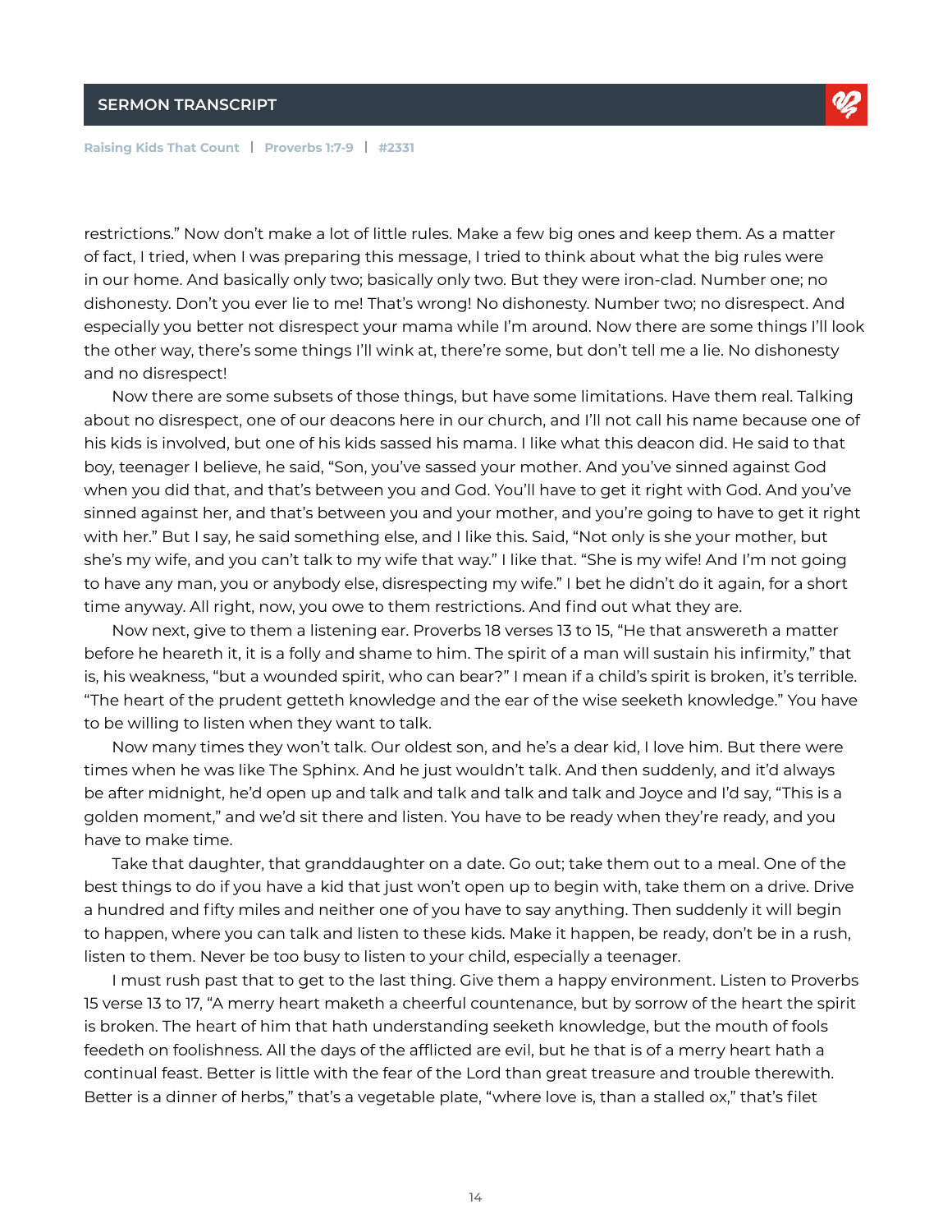restrictions." Now don't make a lot of little rules. Make a few big ones and keep them. As a matter of fact, I tried, when I was preparing this message, I tried to think about what the big rules were in our home. And basically only two; basically only two. But they were iron-clad. Number one; no dishonesty. Don't you ever lie to me! That's wrong! No dishonesty. Number two; no disrespect. And especially you better not disrespect your mama while I'm around. Now there are some things I'll look the other way, there's some things I'll wink at, there're some, but don't tell me a lie. No dishonesty and no disrespect!

Now there are some subsets of those things, but have some limitations. Have them real. Talking about no disrespect, one of our deacons here in our church, and I'll not call his name because one of his kids is involved, but one of his kids sassed his mama. I like what this deacon did. He said to that boy, teenager I believe, he said, "Son, you've sassed your mother. And you've sinned against God when you did that, and that's between you and God. You'll have to get it right with God. And you've sinned against her, and that's between you and your mother, and you're going to have to get it right with her." But I say, he said something else, and I like this. Said, "Not only is she your mother, but she's my wife, and you can't talk to my wife that way." I like that. "She is my wife! And I'm not going to have any man, you or anybody else, disrespecting my wife." I bet he didn't do it again, for a short time anyway. All right, now, you owe to them restrictions. And find out what they are.

Now next, give to them a listening ear. Proverbs 18 verses 13 to 15, "He that answereth a matter before he heareth it, it is a folly and shame to him. The spirit of a man will sustain his infirmity," that is, his weakness, "but a wounded spirit, who can bear?" I mean if a child's spirit is broken, it's terrible. "The heart of the prudent getteth knowledge and the ear of the wise seeketh knowledge." You have to be willing to listen when they want to talk.

Now many times they won't talk. Our oldest son, and he's a dear kid, I love him. But there were times when he was like The Sphinx. And he just wouldn't talk. And then suddenly, and it'd always be after midnight, he'd open up and talk and talk and talk and talk and Joyce and I'd say, "This is a golden moment," and we'd sit there and listen. You have to be ready when they're ready, and you have to make time.

Take that daughter, that granddaughter on a date. Go out; take them out to a meal. One of the best things to do if you have a kid that just won't open up to begin with, take them on a drive. Drive a hundred and fifty miles and neither one of you have to say anything. Then suddenly it will begin to happen, where you can talk and listen to these kids. Make it happen, be ready, don't be in a rush, listen to them. Never be too busy to listen to your child, especially a teenager.

I must rush past that to get to the last thing. Give them a happy environment. Listen to Proverbs 15 verse 13 to 17, "A merry heart maketh a cheerful countenance, but by sorrow of the heart the spirit is broken. The heart of him that hath understanding seeketh knowledge, but the mouth of fools feedeth on foolishness. All the days of the afflicted are evil, but he that is of a merry heart hath a continual feast. Better is little with the fear of the Lord than great treasure and trouble therewith. Better is a dinner of herbs," that's a vegetable plate, "where love is, than a stalled ox," that's filet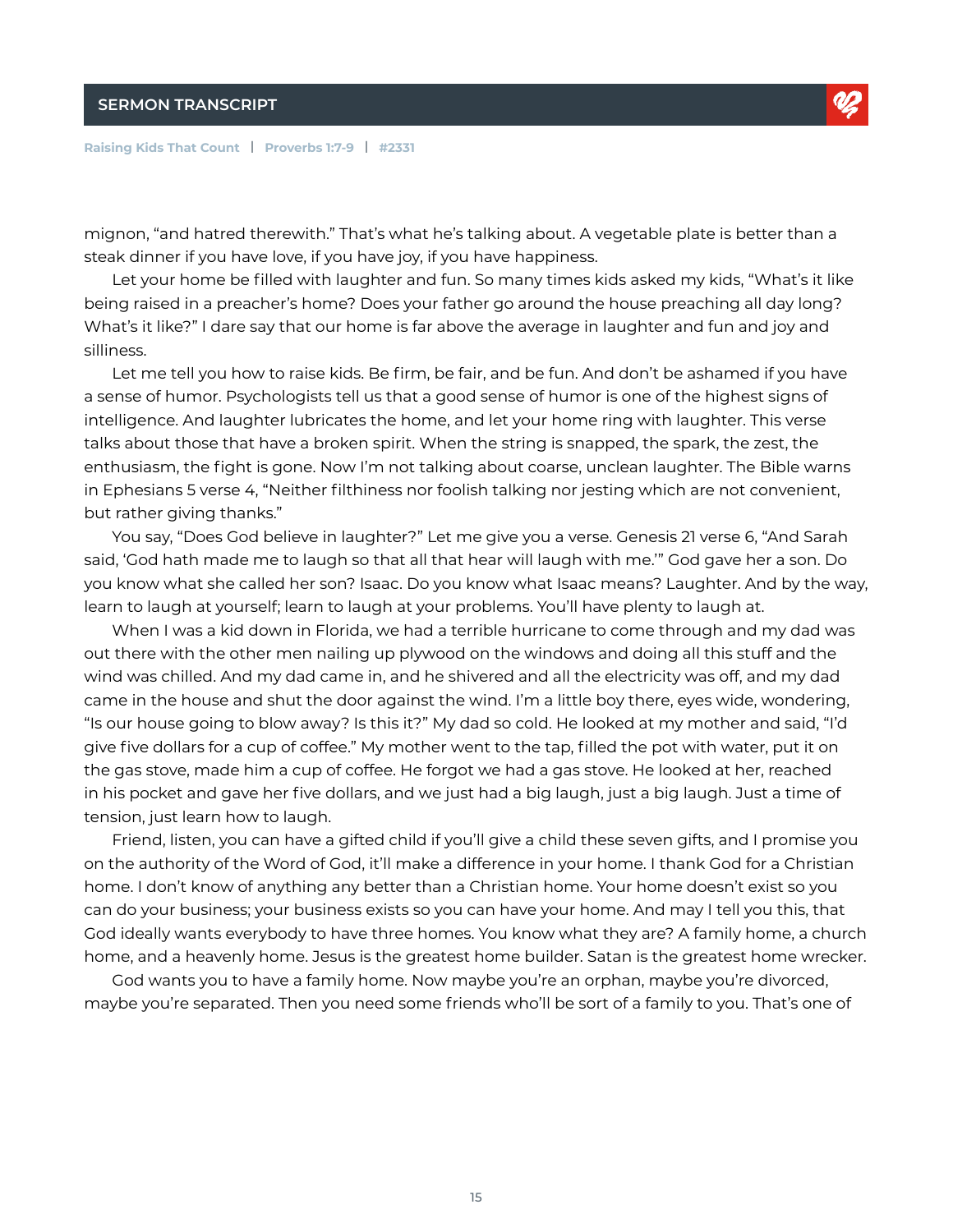mignon, “and hatred therewith.” That’s what he’s talking about. A vegetable plate is better than a steak dinner if you have love, if you have joy, if you have happiness.

Let your home be filled with laughter and fun. So many times kids asked my kids, “What’s it like being raised in a preacher’s home? Does your father go around the house preaching all day long? What’s it like?” I dare say that our home is far above the average in laughter and fun and joy and silliness.

Let me tell you how to raise kids. Be firm, be fair, and be fun. And don’t be ashamed if you have a sense of humor. Psychologists tell us that a good sense of humor is one of the highest signs of intelligence. And laughter lubricates the home, and let your home ring with laughter. This verse talks about those that have a broken spirit. When the string is snapped, the spark, the zest, the enthusiasm, the fight is gone. Now I’m not talking about coarse, unclean laughter. The Bible warns in Ephesians 5 verse 4, “Neither filthiness nor foolish talking nor jesting which are not convenient, but rather giving thanks.”

You say, “Does God believe in laughter?” Let me give you a verse. Genesis 21 verse 6, “And Sarah said, ‘God hath made me to laugh so that all that hear will laugh with me.’” God gave her a son. Do you know what she called her son? Isaac. Do you know what Isaac means? Laughter. And by the way, learn to laugh at yourself; learn to laugh at your problems. You’ll have plenty to laugh at.

When I was a kid down in Florida, we had a terrible hurricane to come through and my dad was out there with the other men nailing up plywood on the windows and doing all this stuff and the wind was chilled. And my dad came in, and he shivered and all the electricity was off, and my dad came in the house and shut the door against the wind. I’m a little boy there, eyes wide, wondering, “Is our house going to blow away? Is this it?” My dad so cold. He looked at my mother and said, “I’d give five dollars for a cup of coffee.” My mother went to the tap, filled the pot with water, put it on the gas stove, made him a cup of coffee. He forgot we had a gas stove. He looked at her, reached in his pocket and gave her five dollars, and we just had a big laugh, just a big laugh. Just a time of tension, just learn how to laugh.

Friend, listen, you can have a gifted child if you’ll give a child these seven gifts, and I promise you on the authority of the Word of God, it’ll make a difference in your home. I thank God for a Christian home. I don’t know of anything any better than a Christian home. Your home doesn’t exist so you can do your business; your business exists so you can have your home. And may I tell you this, that God ideally wants everybody to have three homes. You know what they are? A family home, a church home, and a heavenly home. Jesus is the greatest home builder. Satan is the greatest home wrecker.

God wants you to have a family home. Now maybe you’re an orphan, maybe you’re divorced, maybe you’re separated. Then you need some friends who’ll be sort of a family to you. That’s one of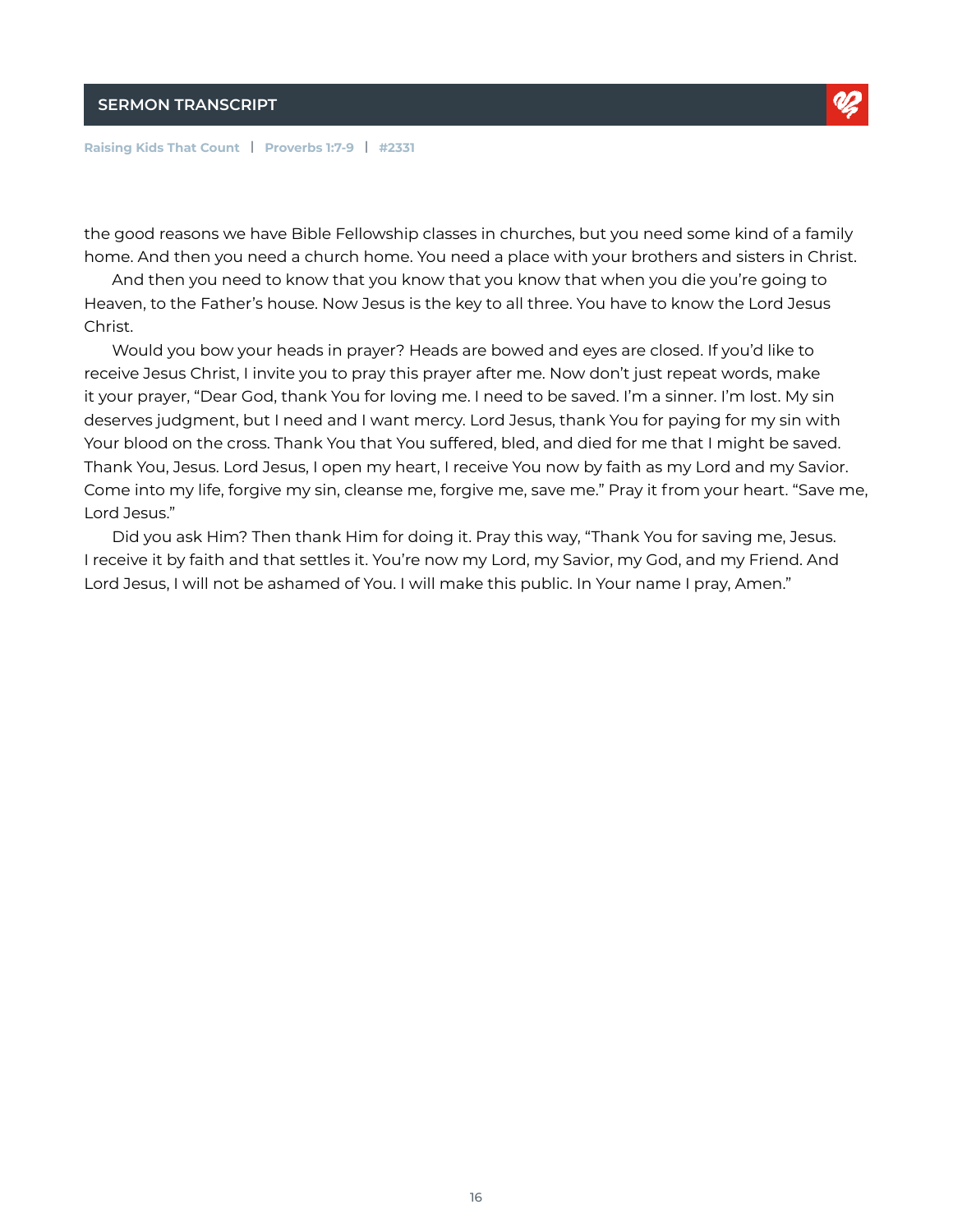the good reasons we have Bible Fellowship classes in churches, but you need some kind of a family home. And then you need a church home. You need a place with your brothers and sisters in Christ.

And then you need to know that you know that you know that when you die you're going to Heaven, to the Father's house. Now Jesus is the key to all three. You have to know the Lord Jesus Christ.

Would you bow your heads in prayer? Heads are bowed and eyes are closed. If you'd like to receive Jesus Christ, I invite you to pray this prayer after me. Now don't just repeat words, make it your prayer, "Dear God, thank You for loving me. I need to be saved. I'm a sinner. I'm lost. My sin deserves judgment, but I need and I want mercy. Lord Jesus, thank You for paying for my sin with Your blood on the cross. Thank You that You suffered, bled, and died for me that I might be saved. Thank You, Jesus. Lord Jesus, I open my heart, I receive You now by faith as my Lord and my Savior. Come into my life, forgive my sin, cleanse me, forgive me, save me." Pray it from your heart. "Save me, Lord Jesus."

Did you ask Him? Then thank Him for doing it. Pray this way, "Thank You for saving me, Jesus. I receive it by faith and that settles it. You're now my Lord, my Savior, my God, and my Friend. And Lord Jesus, I will not be ashamed of You. I will make this public. In Your name I pray, Amen."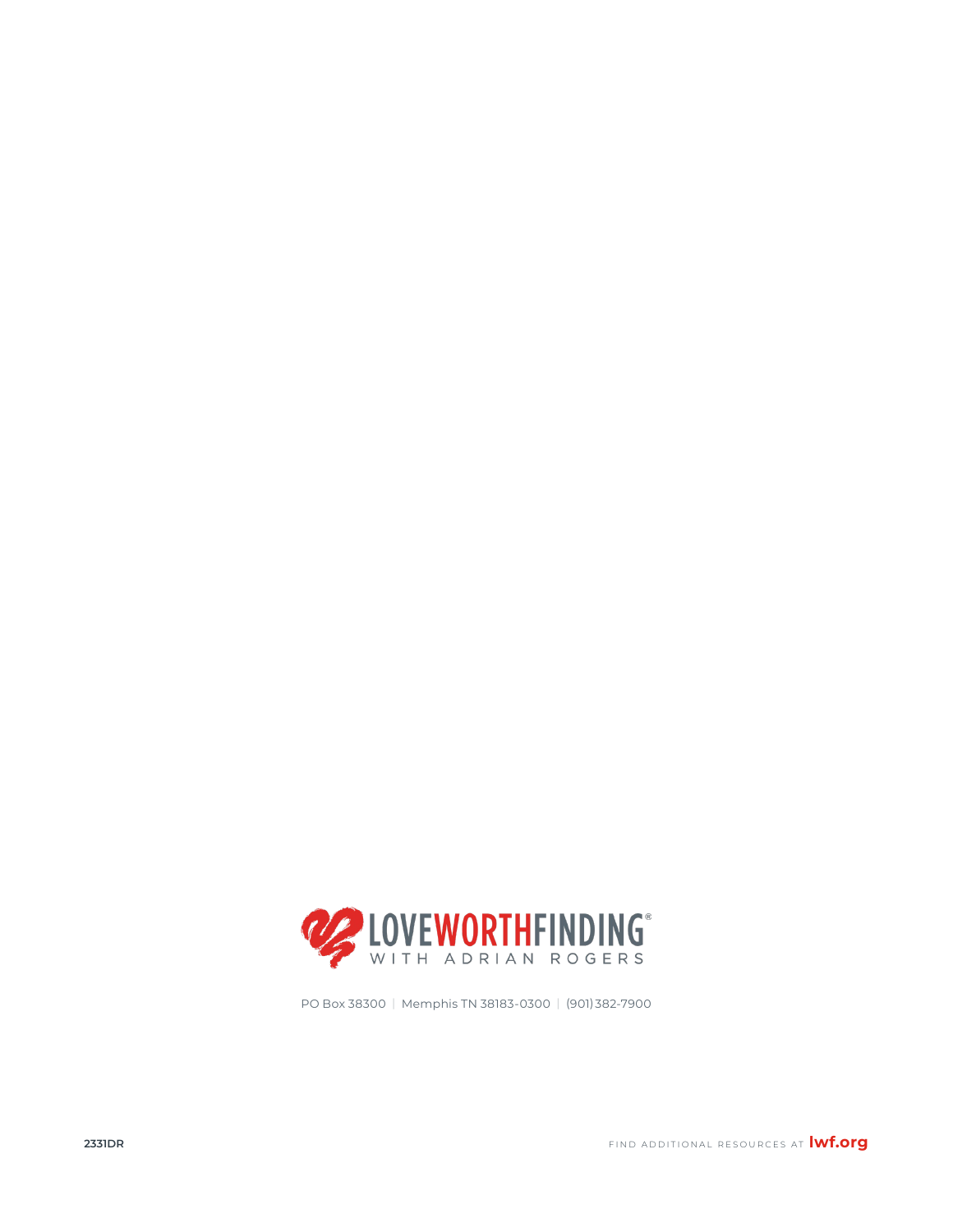LOVEWORTHFINDING®
WITH ADRIAN ROGERS

PO Box 38300 | Memphis TN 38183-0300 | (901) 382-7900

2331DR

FIND ADDITIONAL RESOURCES AT **lwf.org**